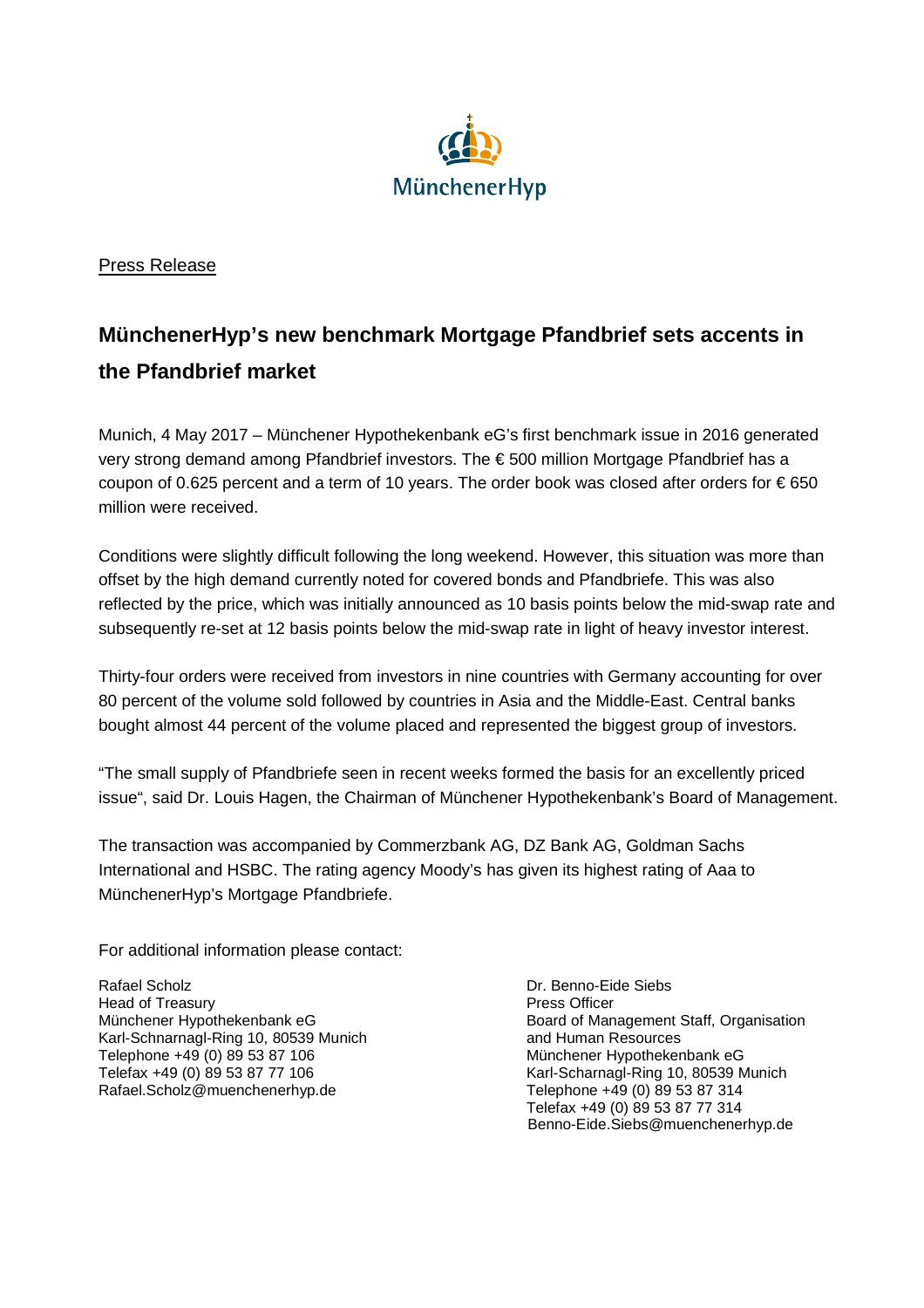MünchenerHyp

Press Release

# MünchenerHyp's new benchmark Mortgage Pfandbrief sets accents in the Pfandbrief market

Munich, 4 May 2017 – Münchener Hypothekenbank eG's first benchmark issue in 2016 generated very strong demand among Pfandbrief investors. The € 500 million Mortgage Pfandbrief has a coupon of 0.625 percent and a term of 10 years. The order book was closed after orders for € 650 million were received.

Conditions were slightly difficult following the long weekend. However, this situation was more than offset by the high demand currently noted for covered bonds and Pfandbriefe. This was also reflected by the price, which was initially announced as 10 basis points below the mid-swap rate and subsequently re-set at 12 basis points below the mid-swap rate in light of heavy investor interest.

Thirty-four orders were received from investors in nine countries with Germany accounting for over 80 percent of the volume sold followed by countries in Asia and the Middle-East. Central banks bought almost 44 percent of the volume placed and represented the biggest group of investors.

"The small supply of Pfandbriefe seen in recent weeks formed the basis for an excellently priced issue", said Dr. Louis Hagen, the Chairman of Münchener Hypothekenbank's Board of Management.

The transaction was accompanied by Commerzbank AG, DZ Bank AG, Goldman Sachs International and HSBC. The rating agency Moody's has given its highest rating of Aaa to MünchenerHyp's Mortgage Pfandbriefe.

For additional information please contact:

Rafael Scholz
Head of Treasury
Münchener Hypothekenbank eG
Karl-Schnarnagl-Ring 10, 80539 Munich
Telephone +49 (0) 89 53 87 106
Telefax +49 (0) 89 53 87 77 106
Rafael.Scholz@muenchenerhyp.de

Dr. Benno-Eide Siebs
Press Officer
Board of Management Staff, Organisation and Human Resources
Münchener Hypothekenbank eG
Karl-Scharnagl-Ring 10, 80539 Munich
Telephone +49 (0) 89 53 87 314
Telefax +49 (0) 89 53 87 77 314
Benno-Eide.Siebs@muenchenerhyp.de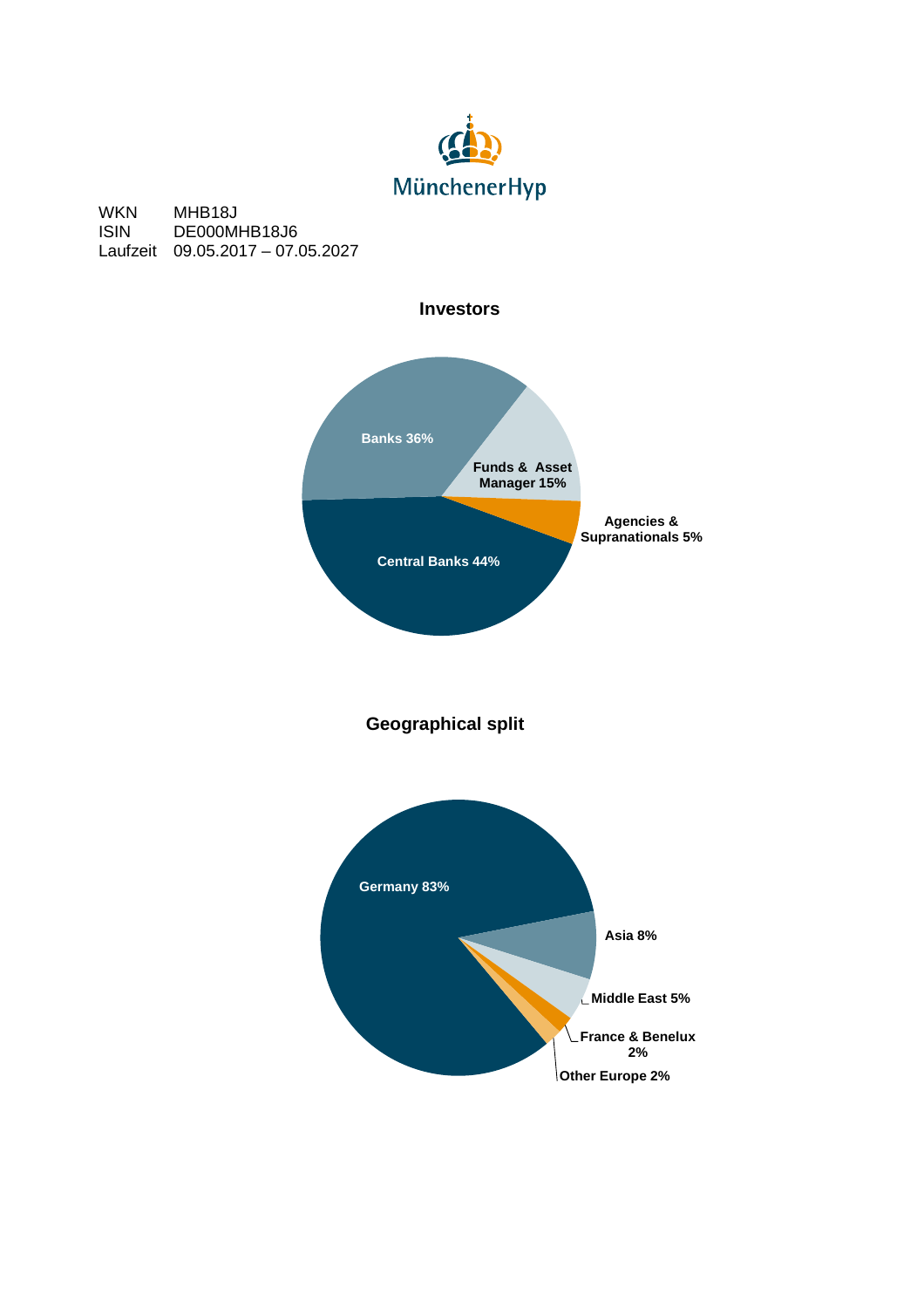MünchenerHyp

| | |
|---|---|
| WKN | MHB18J |
| ISIN | DE000MHB18J6 |
| Laufzeit | 09.05.2017 – 07.05.2027 |

## Investors

Banks 36%

Funds & Asset Manager 15%

Agencies & Supranationals 5%

Central Banks 44%

## Geographical split

Germany 83%

Asia 8%

Middle East 5%

France & Benelux 2%

Other Europe 2%